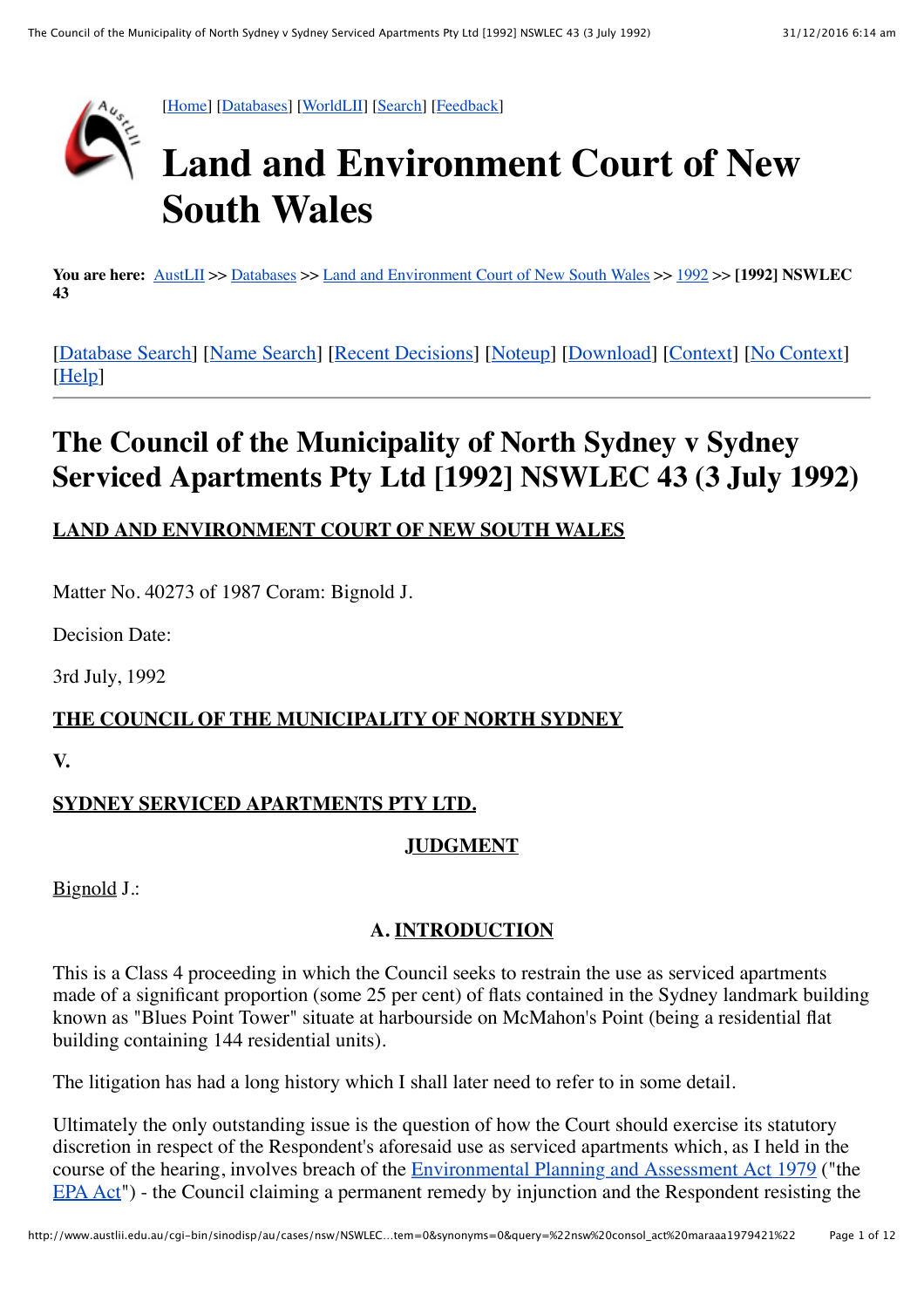[Home] [Databases] [WorldLII] [Search] [Feedback]

# Land and Environment Court of New South Wales

**You are here:** AustLII >> Databases >> Land and Environment Court of New South Wales >> 1992 >> **[1992] NSWLEC 43**

[Database Search] [Name Search] [Recent Decisions] [Noteup] [Download] [Context] [No Context] [Help]

## The Council of the Municipality of North Sydney v Sydney Serviced Apartments Pty Ltd [1992] NSWLEC 43 (3 July 1992)

**LAND AND ENVIRONMENT COURT OF NEW SOUTH WALES**

Matter No. 40273 of 1987 Coram: Bignold J.

Decision Date:

3rd July, 1992

**THE COUNCIL OF THE MUNICIPALITY OF NORTH SYDNEY**

**V.**

**SYDNEY SERVICED APARTMENTS PTY LTD.**

**JUDGMENT**

Bignold J.:

### A. INTRODUCTION

This is a Class 4 proceeding in which the Council seeks to restrain the use as serviced apartments made of a significant proportion (some 25 per cent) of flats contained in the Sydney landmark building known as "Blues Point Tower" situate at harbourside on McMahon's Point (being a residential flat building containing 144 residential units).

The litigation has had a long history which I shall later need to refer to in some detail.

Ultimately the only outstanding issue is the question of how the Court should exercise its statutory discretion in respect of the Respondent's aforesaid use as serviced apartments which, as I held in the course of the hearing, involves breach of the Environmental Planning and Assessment Act 1979 ("the EPA Act") - the Council claiming a permanent remedy by injunction and the Respondent resisting the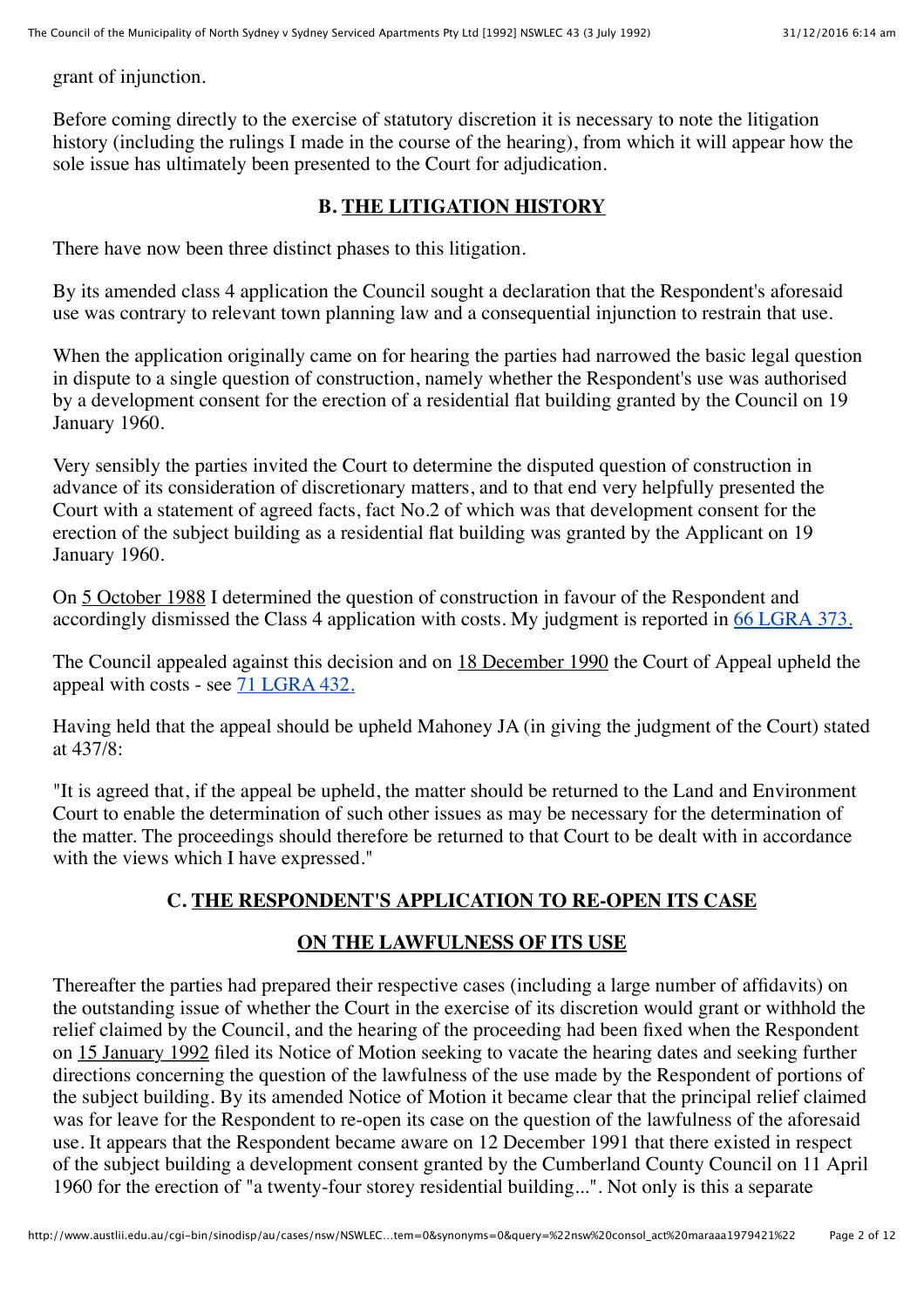grant of injunction.

Before coming directly to the exercise of statutory discretion it is necessary to note the litigation history (including the rulings I made in the course of the hearing), from which it will appear how the sole issue has ultimately been presented to the Court for adjudication.

## B. THE LITIGATION HISTORY

There have now been three distinct phases to this litigation.

By its amended class 4 application the Council sought a declaration that the Respondent's aforesaid use was contrary to relevant town planning law and a consequential injunction to restrain that use.

When the application originally came on for hearing the parties had narrowed the basic legal question in dispute to a single question of construction, namely whether the Respondent's use was authorised by a development consent for the erection of a residential flat building granted by the Council on 19 January 1960.

Very sensibly the parties invited the Court to determine the disputed question of construction in advance of its consideration of discretionary matters, and to that end very helpfully presented the Court with a statement of agreed facts, fact No.2 of which was that development consent for the erection of the subject building as a residential flat building was granted by the Applicant on 19 January 1960.

On 5 October 1988 I determined the question of construction in favour of the Respondent and accordingly dismissed the Class 4 application with costs. My judgment is reported in 66 LGRA 373.

The Council appealed against this decision and on 18 December 1990 the Court of Appeal upheld the appeal with costs - see 71 LGRA 432.

Having held that the appeal should be upheld Mahoney JA (in giving the judgment of the Court) stated at 437/8:

"It is agreed that, if the appeal be upheld, the matter should be returned to the Land and Environment Court to enable the determination of such other issues as may be necessary for the determination of the matter. The proceedings should therefore be returned to that Court to be dealt with in accordance with the views which I have expressed."

## C. THE RESPONDENT'S APPLICATION TO RE-OPEN ITS CASE ON THE LAWFULNESS OF ITS USE

Thereafter the parties had prepared their respective cases (including a large number of affidavits) on the outstanding issue of whether the Court in the exercise of its discretion would grant or withhold the relief claimed by the Council, and the hearing of the proceeding had been fixed when the Respondent on 15 January 1992 filed its Notice of Motion seeking to vacate the hearing dates and seeking further directions concerning the question of the lawfulness of the use made by the Respondent of portions of the subject building. By its amended Notice of Motion it became clear that the principal relief claimed was for leave for the Respondent to re-open its case on the question of the lawfulness of the aforesaid use. It appears that the Respondent became aware on 12 December 1991 that there existed in respect of the subject building a development consent granted by the Cumberland County Council on 11 April 1960 for the erection of "a twenty-four storey residential building...". Not only is this a separate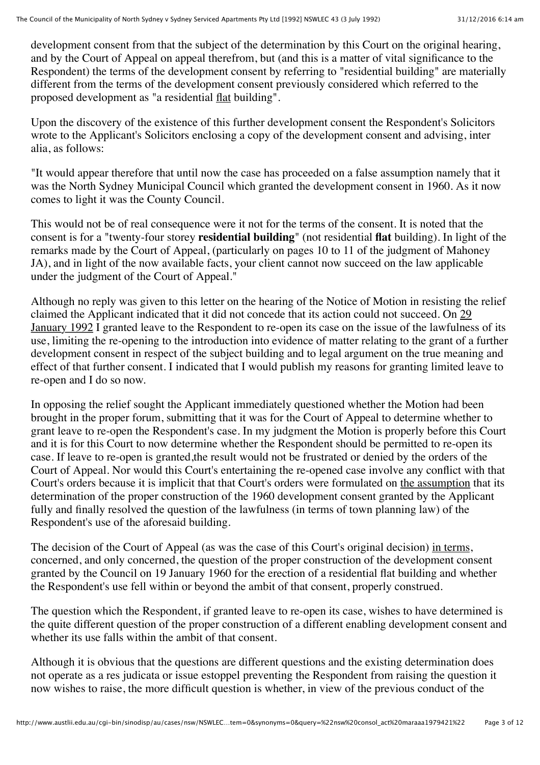development consent from that the subject of the determination by this Court on the original hearing, and by the Court of Appeal on appeal therefrom, but (and this is a matter of vital significance to the Respondent) the terms of the development consent by referring to "residential building" are materially different from the terms of the development consent previously considered which referred to the proposed development as "a residential flat building".

Upon the discovery of the existence of this further development consent the Respondent's Solicitors wrote to the Applicant's Solicitors enclosing a copy of the development consent and advising, inter alia, as follows:

"It would appear therefore that until now the case has proceeded on a false assumption namely that it was the North Sydney Municipal Council which granted the development consent in 1960. As it now comes to light it was the County Council.

This would not be of real consequence were it not for the terms of the consent. It is noted that the consent is for a "twenty-four storey **residential building**" (not residential **flat** building). In light of the remarks made by the Court of Appeal, (particularly on pages 10 to 11 of the judgment of Mahoney JA), and in light of the now available facts, your client cannot now succeed on the law applicable under the judgment of the Court of Appeal."

Although no reply was given to this letter on the hearing of the Notice of Motion in resisting the relief claimed the Applicant indicated that it did not concede that its action could not succeed. On 29 January 1992 I granted leave to the Respondent to re-open its case on the issue of the lawfulness of its use, limiting the re-opening to the introduction into evidence of matter relating to the grant of a further development consent in respect of the subject building and to legal argument on the true meaning and effect of that further consent. I indicated that I would publish my reasons for granting limited leave to re-open and I do so now.

In opposing the relief sought the Applicant immediately questioned whether the Motion had been brought in the proper forum, submitting that it was for the Court of Appeal to determine whether to grant leave to re-open the Respondent's case. In my judgment the Motion is properly before this Court and it is for this Court to now determine whether the Respondent should be permitted to re-open its case. If leave to re-open is granted,the result would not be frustrated or denied by the orders of the Court of Appeal. Nor would this Court's entertaining the re-opened case involve any conflict with that Court's orders because it is implicit that that Court's orders were formulated on the assumption that its determination of the proper construction of the 1960 development consent granted by the Applicant fully and finally resolved the question of the lawfulness (in terms of town planning law) of the Respondent's use of the aforesaid building.

The decision of the Court of Appeal (as was the case of this Court's original decision) in terms, concerned, and only concerned, the question of the proper construction of the development consent granted by the Council on 19 January 1960 for the erection of a residential flat building and whether the Respondent's use fell within or beyond the ambit of that consent, properly construed.

The question which the Respondent, if granted leave to re-open its case, wishes to have determined is the quite different question of the proper construction of a different enabling development consent and whether its use falls within the ambit of that consent.

Although it is obvious that the questions are different questions and the existing determination does not operate as a res judicata or issue estoppel preventing the Respondent from raising the question it now wishes to raise, the more difficult question is whether, in view of the previous conduct of the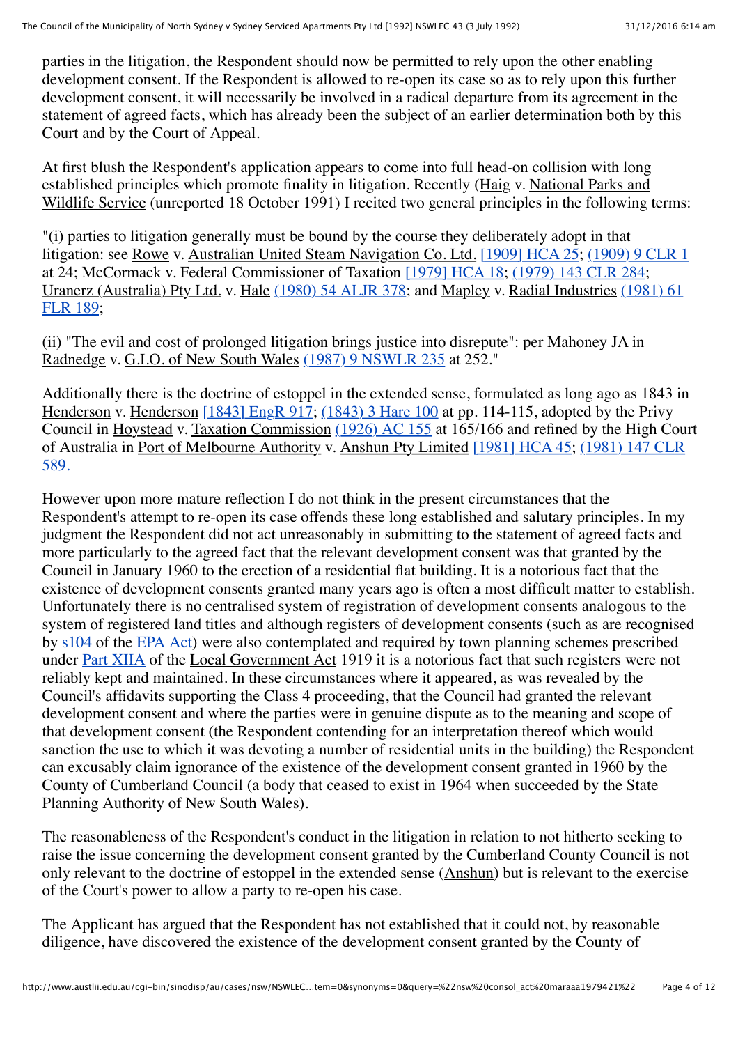parties in the litigation, the Respondent should now be permitted to rely upon the other enabling development consent. If the Respondent is allowed to re-open its case so as to rely upon this further development consent, it will necessarily be involved in a radical departure from its agreement in the statement of agreed facts, which has already been the subject of an earlier determination both by this Court and by the Court of Appeal.

At first blush the Respondent's application appears to come into full head-on collision with long established principles which promote finality in litigation. Recently (Haig v. National Parks and Wildlife Service (unreported 18 October 1991) I recited two general principles in the following terms:

"(i) parties to litigation generally must be bound by the course they deliberately adopt in that litigation: see Rowe v. Australian United Steam Navigation Co. Ltd. [1909] HCA 25; (1909) 9 CLR 1 at 24; McCormack v. Federal Commissioner of Taxation [1979] HCA 18; (1979) 143 CLR 284; Uranerz (Australia) Pty Ltd. v. Hale (1980) 54 ALJR 378; and Mapley v. Radial Industries (1981) 61 FLR 189;

(ii) "The evil and cost of prolonged litigation brings justice into disrepute": per Mahoney JA in Radnedge v. G.I.O. of New South Wales (1987) 9 NSWLR 235 at 252."

Additionally there is the doctrine of estoppel in the extended sense, formulated as long ago as 1843 in Henderson v. Henderson [1843] EngR 917; (1843) 3 Hare 100 at pp. 114-115, adopted by the Privy Council in Hoystead v. Taxation Commission (1926) AC 155 at 165/166 and refined by the High Court of Australia in Port of Melbourne Authority v. Anshun Pty Limited [1981] HCA 45; (1981) 147 CLR 589.

However upon more mature reflection I do not think in the present circumstances that the Respondent's attempt to re-open its case offends these long established and salutary principles. In my judgment the Respondent did not act unreasonably in submitting to the statement of agreed facts and more particularly to the agreed fact that the relevant development consent was that granted by the Council in January 1960 to the erection of a residential flat building. It is a notorious fact that the existence of development consents granted many years ago is often a most difficult matter to establish. Unfortunately there is no centralised system of registration of development consents analogous to the system of registered land titles and although registers of development consents (such as are recognised by s104 of the EPA Act) were also contemplated and required by town planning schemes prescribed under Part XIIA of the Local Government Act 1919 it is a notorious fact that such registers were not reliably kept and maintained. In these circumstances where it appeared, as was revealed by the Council's affidavits supporting the Class 4 proceeding, that the Council had granted the relevant development consent and where the parties were in genuine dispute as to the meaning and scope of that development consent (the Respondent contending for an interpretation thereof which would sanction the use to which it was devoting a number of residential units in the building) the Respondent can excusably claim ignorance of the existence of the development consent granted in 1960 by the County of Cumberland Council (a body that ceased to exist in 1964 when succeeded by the State Planning Authority of New South Wales).

The reasonableness of the Respondent's conduct in the litigation in relation to not hitherto seeking to raise the issue concerning the development consent granted by the Cumberland County Council is not only relevant to the doctrine of estoppel in the extended sense (Anshun) but is relevant to the exercise of the Court's power to allow a party to re-open his case.

The Applicant has argued that the Respondent has not established that it could not, by reasonable diligence, have discovered the existence of the development consent granted by the County of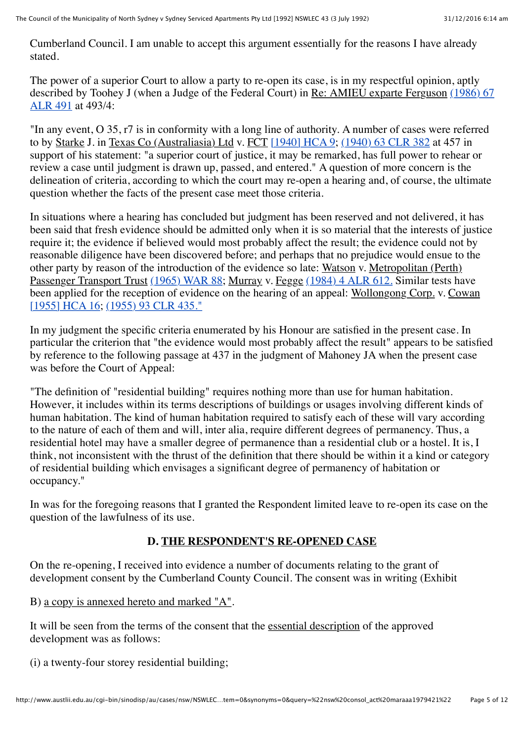Cumberland Council. I am unable to accept this argument essentially for the reasons I have already stated.

The power of a superior Court to allow a party to re-open its case, is in my respectful opinion, aptly described by Toohey J (when a Judge of the Federal Court) in Re: AMIEU exparte Ferguson (1986) 67 ALR 491 at 493/4:

"In any event, O 35, r7 is in conformity with a long line of authority. A number of cases were referred to by Starke J. in Texas Co (Australiasia) Ltd v. FCT [1940] HCA 9; (1940) 63 CLR 382 at 457 in support of his statement: "a superior court of justice, it may be remarked, has full power to rehear or review a case until judgment is drawn up, passed, and entered." A question of more concern is the delineation of criteria, according to which the court may re-open a hearing and, of course, the ultimate question whether the facts of the present case meet those criteria.

In situations where a hearing has concluded but judgment has been reserved and not delivered, it has been said that fresh evidence should be admitted only when it is so material that the interests of justice require it; the evidence if believed would most probably affect the result; the evidence could not by reasonable diligence have been discovered before; and perhaps that no prejudice would ensue to the other party by reason of the introduction of the evidence so late: Watson v. Metropolitan (Perth) Passenger Transport Trust (1965) WAR 88; Murray v. Fegge (1984) 4 ALR 612. Similar tests have been applied for the reception of evidence on the hearing of an appeal: Wollongong Corp. v. Cowan [1955] HCA 16; (1955) 93 CLR 435."

In my judgment the specific criteria enumerated by his Honour are satisfied in the present case. In particular the criterion that "the evidence would most probably affect the result" appears to be satisfied by reference to the following passage at 437 in the judgment of Mahoney JA when the present case was before the Court of Appeal:

"The definition of "residential building" requires nothing more than use for human habitation. However, it includes within its terms descriptions of buildings or usages involving different kinds of human habitation. The kind of human habitation required to satisfy each of these will vary according to the nature of each of them and will, inter alia, require different degrees of permanency. Thus, a residential hotel may have a smaller degree of permanence than a residential club or a hostel. It is, I think, not inconsistent with the thrust of the definition that there should be within it a kind or category of residential building which envisages a significant degree of permanency of habitation or occupancy."

In was for the foregoing reasons that I granted the Respondent limited leave to re-open its case on the question of the lawfulness of its use.

## D. THE RESPONDENT'S RE-OPENED CASE

On the re-opening, I received into evidence a number of documents relating to the grant of development consent by the Cumberland County Council. The consent was in writing (Exhibit

B) a copy is annexed hereto and marked "A".

It will be seen from the terms of the consent that the essential description of the approved development was as follows:

(i) a twenty-four storey residential building;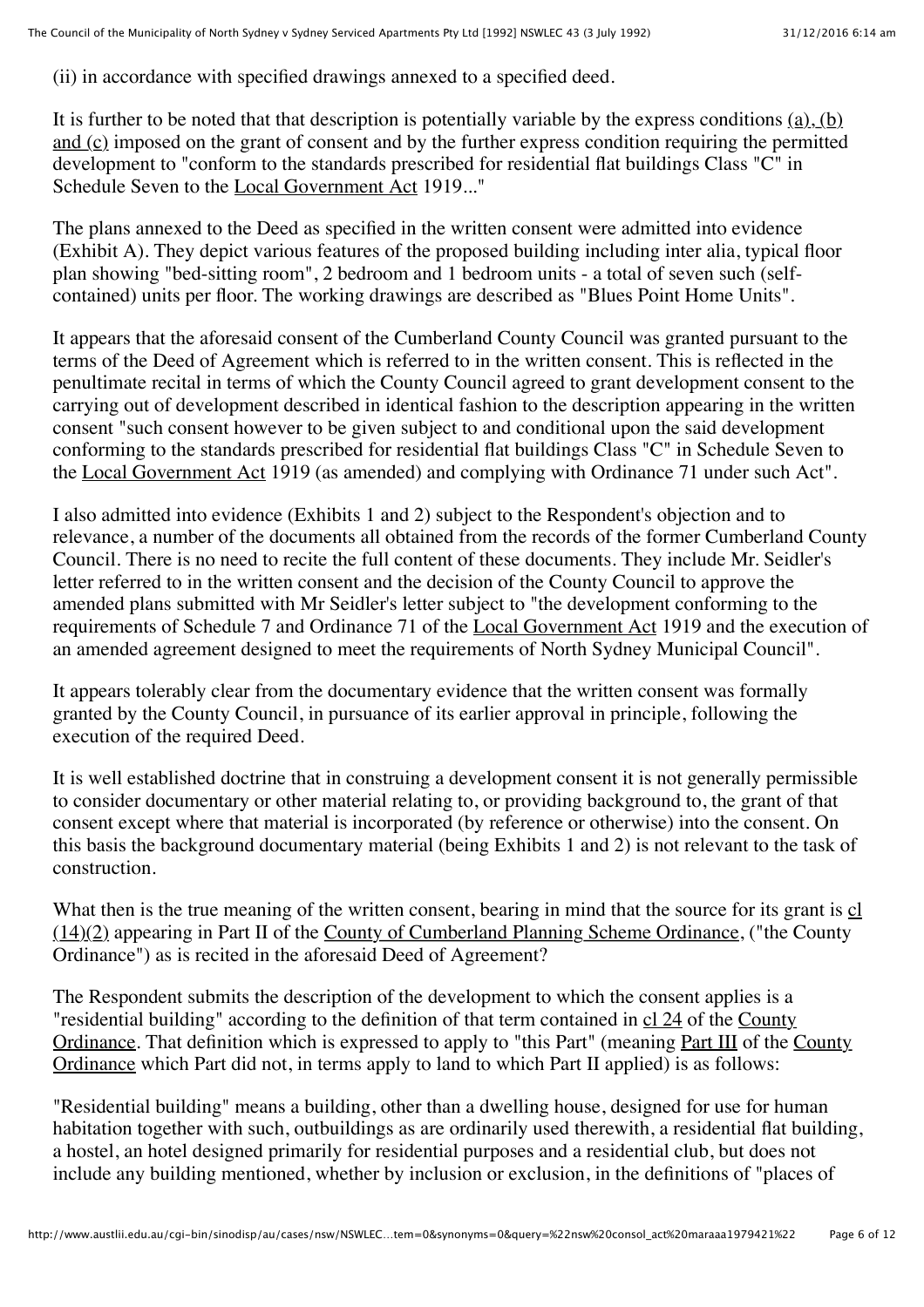(ii) in accordance with specified drawings annexed to a specified deed.

It is further to be noted that that description is potentially variable by the express conditions (a), (b) and (c) imposed on the grant of consent and by the further express condition requiring the permitted development to "conform to the standards prescribed for residential flat buildings Class "C" in Schedule Seven to the Local Government Act 1919..."

The plans annexed to the Deed as specified in the written consent were admitted into evidence (Exhibit A). They depict various features of the proposed building including inter alia, typical floor plan showing "bed-sitting room", 2 bedroom and 1 bedroom units - a total of seven such (self-contained) units per floor. The working drawings are described as "Blues Point Home Units".

It appears that the aforesaid consent of the Cumberland County Council was granted pursuant to the terms of the Deed of Agreement which is referred to in the written consent. This is reflected in the penultimate recital in terms of which the County Council agreed to grant development consent to the carrying out of development described in identical fashion to the description appearing in the written consent "such consent however to be given subject to and conditional upon the said development conforming to the standards prescribed for residential flat buildings Class "C" in Schedule Seven to the Local Government Act 1919 (as amended) and complying with Ordinance 71 under such Act".

I also admitted into evidence (Exhibits 1 and 2) subject to the Respondent's objection and to relevance, a number of the documents all obtained from the records of the former Cumberland County Council. There is no need to recite the full content of these documents. They include Mr. Seidler's letter referred to in the written consent and the decision of the County Council to approve the amended plans submitted with Mr Seidler's letter subject to "the development conforming to the requirements of Schedule 7 and Ordinance 71 of the Local Government Act 1919 and the execution of an amended agreement designed to meet the requirements of North Sydney Municipal Council".

It appears tolerably clear from the documentary evidence that the written consent was formally granted by the County Council, in pursuance of its earlier approval in principle, following the execution of the required Deed.

It is well established doctrine that in construing a development consent it is not generally permissible to consider documentary or other material relating to, or providing background to, the grant of that consent except where that material is incorporated (by reference or otherwise) into the consent. On this basis the background documentary material (being Exhibits 1 and 2) is not relevant to the task of construction.

What then is the true meaning of the written consent, bearing in mind that the source for its grant is cl (14)(2) appearing in Part II of the County of Cumberland Planning Scheme Ordinance, ("the County Ordinance") as is recited in the aforesaid Deed of Agreement?

The Respondent submits the description of the development to which the consent applies is a "residential building" according to the definition of that term contained in cl 24 of the County Ordinance. That definition which is expressed to apply to "this Part" (meaning Part III of the County Ordinance which Part did not, in terms apply to land to which Part II applied) is as follows:

"Residential building" means a building, other than a dwelling house, designed for use for human habitation together with such, outbuildings as are ordinarily used therewith, a residential flat building, a hostel, an hotel designed primarily for residential purposes and a residential club, but does not include any building mentioned, whether by inclusion or exclusion, in the definitions of "places of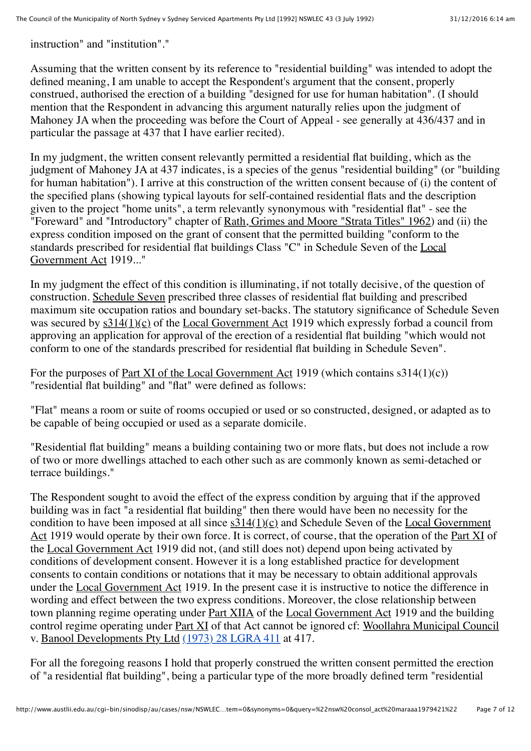instruction" and "institution"."

Assuming that the written consent by its reference to "residential building" was intended to adopt the defined meaning, I am unable to accept the Respondent's argument that the consent, properly construed, authorised the erection of a building "designed for use for human habitation". (I should mention that the Respondent in advancing this argument naturally relies upon the judgment of Mahoney JA when the proceeding was before the Court of Appeal - see generally at 436/437 and in particular the passage at 437 that I have earlier recited).

In my judgment, the written consent relevantly permitted a residential flat building, which as the judgment of Mahoney JA at 437 indicates, is a species of the genus "residential building" (or "building for human habitation"). I arrive at this construction of the written consent because of (i) the content of the specified plans (showing typical layouts for self-contained residential flats and the description given to the project "home units", a term relevantly synonymous with "residential flat" - see the "Foreward" and "Introductory" chapter of Rath, Grimes and Moore "Strata Titles" 1962) and (ii) the express condition imposed on the grant of consent that the permitted building "conform to the standards prescribed for residential flat buildings Class "C" in Schedule Seven of the Local Government Act 1919..."

In my judgment the effect of this condition is illuminating, if not totally decisive, of the question of construction. Schedule Seven prescribed three classes of residential flat building and prescribed maximum site occupation ratios and boundary set-backs. The statutory significance of Schedule Seven was secured by s314(1)(c) of the Local Government Act 1919 which expressly forbad a council from approving an application for approval of the erection of a residential flat building "which would not conform to one of the standards prescribed for residential flat building in Schedule Seven".

For the purposes of Part XI of the Local Government Act 1919 (which contains s314(1)(c)) "residential flat building" and "flat" were defined as follows:

"Flat" means a room or suite of rooms occupied or used or so constructed, designed, or adapted as to be capable of being occupied or used as a separate domicile.

"Residential flat building" means a building containing two or more flats, but does not include a row of two or more dwellings attached to each other such as are commonly known as semi-detached or terrace buildings."

The Respondent sought to avoid the effect of the express condition by arguing that if the approved building was in fact "a residential flat building" then there would have been no necessity for the condition to have been imposed at all since s314(1)(c) and Schedule Seven of the Local Government Act 1919 would operate by their own force. It is correct, of course, that the operation of the Part XI of the Local Government Act 1919 did not, (and still does not) depend upon being activated by conditions of development consent. However it is a long established practice for development consents to contain conditions or notations that it may be necessary to obtain additional approvals under the Local Government Act 1919. In the present case it is instructive to notice the difference in wording and effect between the two express conditions. Moreover, the close relationship between town planning regime operating under Part XIIA of the Local Government Act 1919 and the building control regime operating under Part XI of that Act cannot be ignored cf: Woollahra Municipal Council v. Banool Developments Pty Ltd (1973) 28 LGRA 411 at 417.

For all the foregoing reasons I hold that properly construed the written consent permitted the erection of "a residential flat building", being a particular type of the more broadly defined term "residential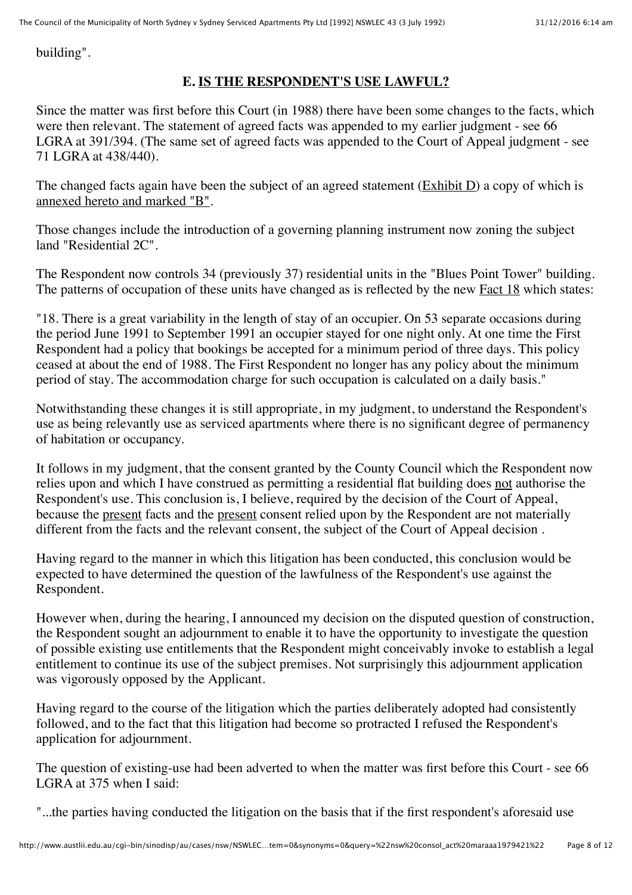building".

## E. IS THE RESPONDENT'S USE LAWFUL?

Since the matter was first before this Court (in 1988) there have been some changes to the facts, which were then relevant. The statement of agreed facts was appended to my earlier judgment - see 66 LGRA at 391/394. (The same set of agreed facts was appended to the Court of Appeal judgment - see 71 LGRA at 438/440).

The changed facts again have been the subject of an agreed statement (Exhibit D) a copy of which is annexed hereto and marked "B".

Those changes include the introduction of a governing planning instrument now zoning the subject land "Residential 2C".

The Respondent now controls 34 (previously 37) residential units in the "Blues Point Tower" building. The patterns of occupation of these units have changed as is reflected by the new Fact 18 which states:

"18. There is a great variability in the length of stay of an occupier. On 53 separate occasions during the period June 1991 to September 1991 an occupier stayed for one night only. At one time the First Respondent had a policy that bookings be accepted for a minimum period of three days. This policy ceased at about the end of 1988. The First Respondent no longer has any policy about the minimum period of stay. The accommodation charge for such occupation is calculated on a daily basis."

Notwithstanding these changes it is still appropriate, in my judgment, to understand the Respondent's use as being relevantly use as serviced apartments where there is no significant degree of permanency of habitation or occupancy.

It follows in my judgment, that the consent granted by the County Council which the Respondent now relies upon and which I have construed as permitting a residential flat building does not authorise the Respondent's use. This conclusion is, I believe, required by the decision of the Court of Appeal, because the present facts and the present consent relied upon by the Respondent are not materially different from the facts and the relevant consent, the subject of the Court of Appeal decision .

Having regard to the manner in which this litigation has been conducted, this conclusion would be expected to have determined the question of the lawfulness of the Respondent's use against the Respondent.

However when, during the hearing, I announced my decision on the disputed question of construction, the Respondent sought an adjournment to enable it to have the opportunity to investigate the question of possible existing use entitlements that the Respondent might conceivably invoke to establish a legal entitlement to continue its use of the subject premises. Not surprisingly this adjournment application was vigorously opposed by the Applicant.

Having regard to the course of the litigation which the parties deliberately adopted had consistently followed, and to the fact that this litigation had become so protracted I refused the Respondent's application for adjournment.

The question of existing-use had been adverted to when the matter was first before this Court - see 66 LGRA at 375 when I said:

"...the parties having conducted the litigation on the basis that if the first respondent's aforesaid use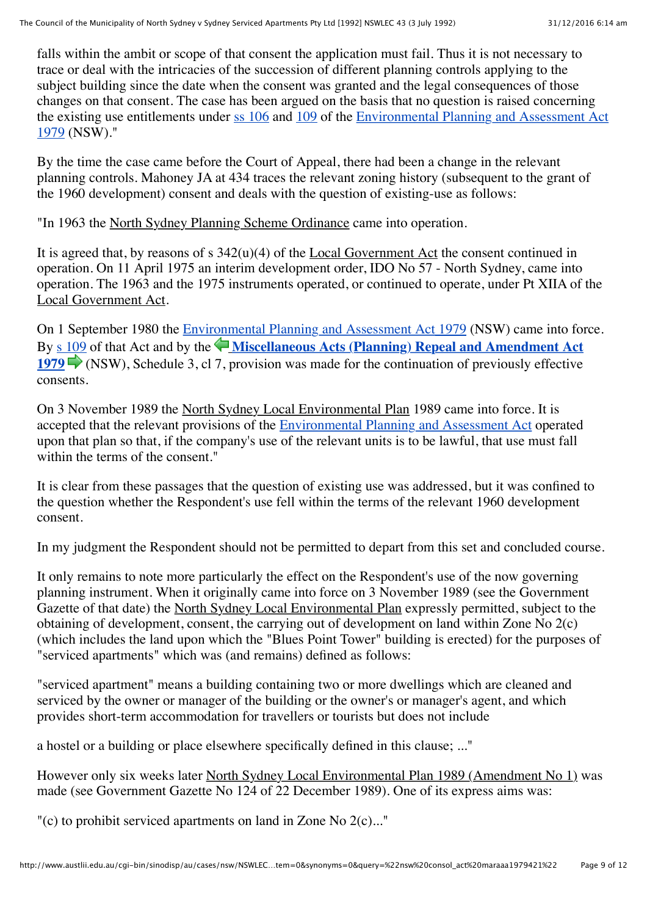falls within the ambit or scope of that consent the application must fail. Thus it is not necessary to trace or deal with the intricacies of the succession of different planning controls applying to the subject building since the date when the consent was granted and the legal consequences of those changes on that consent. The case has been argued on the basis that no question is raised concerning the existing use entitlements under ss 106 and 109 of the Environmental Planning and Assessment Act 1979 (NSW)."

By the time the case came before the Court of Appeal, there had been a change in the relevant planning controls. Mahoney JA at 434 traces the relevant zoning history (subsequent to the grant of the 1960 development) consent and deals with the question of existing-use as follows:

"In 1963 the North Sydney Planning Scheme Ordinance came into operation.

It is agreed that, by reasons of s 342(u)(4) of the Local Government Act the consent continued in operation. On 11 April 1975 an interim development order, IDO No 57 - North Sydney, came into operation. The 1963 and the 1975 instruments operated, or continued to operate, under Pt XIIA of the Local Government Act.

On 1 September 1980 the Environmental Planning and Assessment Act 1979 (NSW) came into force. By s 109 of that Act and by the **Miscellaneous Acts (Planning) Repeal and Amendment Act 1979** (NSW), Schedule 3, cl 7, provision was made for the continuation of previously effective consents.

On 3 November 1989 the North Sydney Local Environmental Plan 1989 came into force. It is accepted that the relevant provisions of the Environmental Planning and Assessment Act operated upon that plan so that, if the company's use of the relevant units is to be lawful, that use must fall within the terms of the consent."

It is clear from these passages that the question of existing use was addressed, but it was confined to the question whether the Respondent's use fell within the terms of the relevant 1960 development consent.

In my judgment the Respondent should not be permitted to depart from this set and concluded course.

It only remains to note more particularly the effect on the Respondent's use of the now governing planning instrument. When it originally came into force on 3 November 1989 (see the Government Gazette of that date) the North Sydney Local Environmental Plan expressly permitted, subject to the obtaining of development, consent, the carrying out of development on land within Zone No 2(c) (which includes the land upon which the "Blues Point Tower" building is erected) for the purposes of "serviced apartments" which was (and remains) defined as follows:

"serviced apartment" means a building containing two or more dwellings which are cleaned and serviced by the owner or manager of the building or the owner's or manager's agent, and which provides short-term accommodation for travellers or tourists but does not include

a hostel or a building or place elsewhere specifically defined in this clause; ..."

However only six weeks later North Sydney Local Environmental Plan 1989 (Amendment No 1) was made (see Government Gazette No 124 of 22 December 1989). One of its express aims was:

"(c) to prohibit serviced apartments on land in Zone No 2(c)..."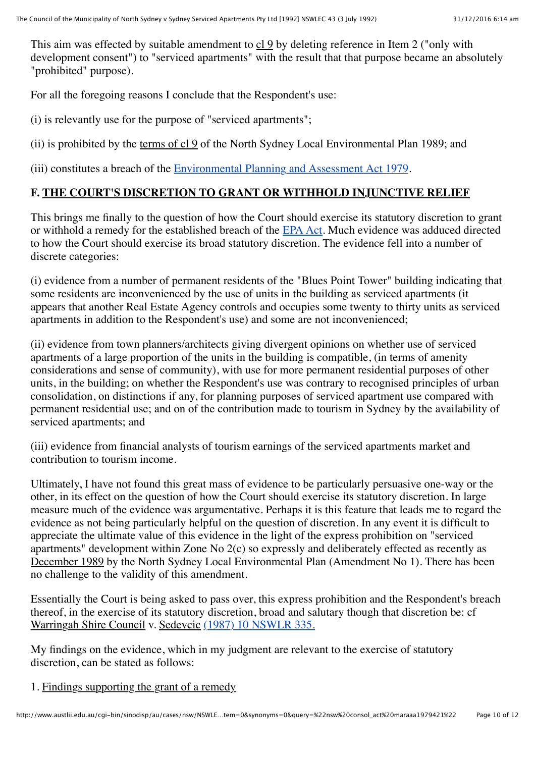This aim was effected by suitable amendment to cl 9 by deleting reference in Item 2 ("only with development consent") to "serviced apartments" with the result that that purpose became an absolutely "prohibited" purpose).

For all the foregoing reasons I conclude that the Respondent's use:

(i) is relevantly use for the purpose of "serviced apartments";

(ii) is prohibited by the terms of cl 9 of the North Sydney Local Environmental Plan 1989; and

(iii) constitutes a breach of the Environmental Planning and Assessment Act 1979.

## F. THE COURT'S DISCRETION TO GRANT OR WITHHOLD INJUNCTIVE RELIEF

This brings me finally to the question of how the Court should exercise its statutory discretion to grant or withhold a remedy for the established breach of the EPA Act. Much evidence was adduced directed to how the Court should exercise its broad statutory discretion. The evidence fell into a number of discrete categories:

(i) evidence from a number of permanent residents of the "Blues Point Tower" building indicating that some residents are inconvenienced by the use of units in the building as serviced apartments (it appears that another Real Estate Agency controls and occupies some twenty to thirty units as serviced apartments in addition to the Respondent's use) and some are not inconvenienced;

(ii) evidence from town planners/architects giving divergent opinions on whether use of serviced apartments of a large proportion of the units in the building is compatible, (in terms of amenity considerations and sense of community), with use for more permanent residential purposes of other units, in the building; on whether the Respondent's use was contrary to recognised principles of urban consolidation, on distinctions if any, for planning purposes of serviced apartment use compared with permanent residential use; and on of the contribution made to tourism in Sydney by the availability of serviced apartments; and

(iii) evidence from financial analysts of tourism earnings of the serviced apartments market and contribution to tourism income.

Ultimately, I have not found this great mass of evidence to be particularly persuasive one-way or the other, in its effect on the question of how the Court should exercise its statutory discretion. In large measure much of the evidence was argumentative. Perhaps it is this feature that leads me to regard the evidence as not being particularly helpful on the question of discretion. In any event it is difficult to appreciate the ultimate value of this evidence in the light of the express prohibition on "serviced apartments" development within Zone No 2(c) so expressly and deliberately effected as recently as December 1989 by the North Sydney Local Environmental Plan (Amendment No 1). There has been no challenge to the validity of this amendment.

Essentially the Court is being asked to pass over, this express prohibition and the Respondent's breach thereof, in the exercise of its statutory discretion, broad and salutary though that discretion be: cf Warringah Shire Council v. Sedevcic (1987) 10 NSWLR 335.

My findings on the evidence, which in my judgment are relevant to the exercise of statutory discretion, can be stated as follows:

1. Findings supporting the grant of a remedy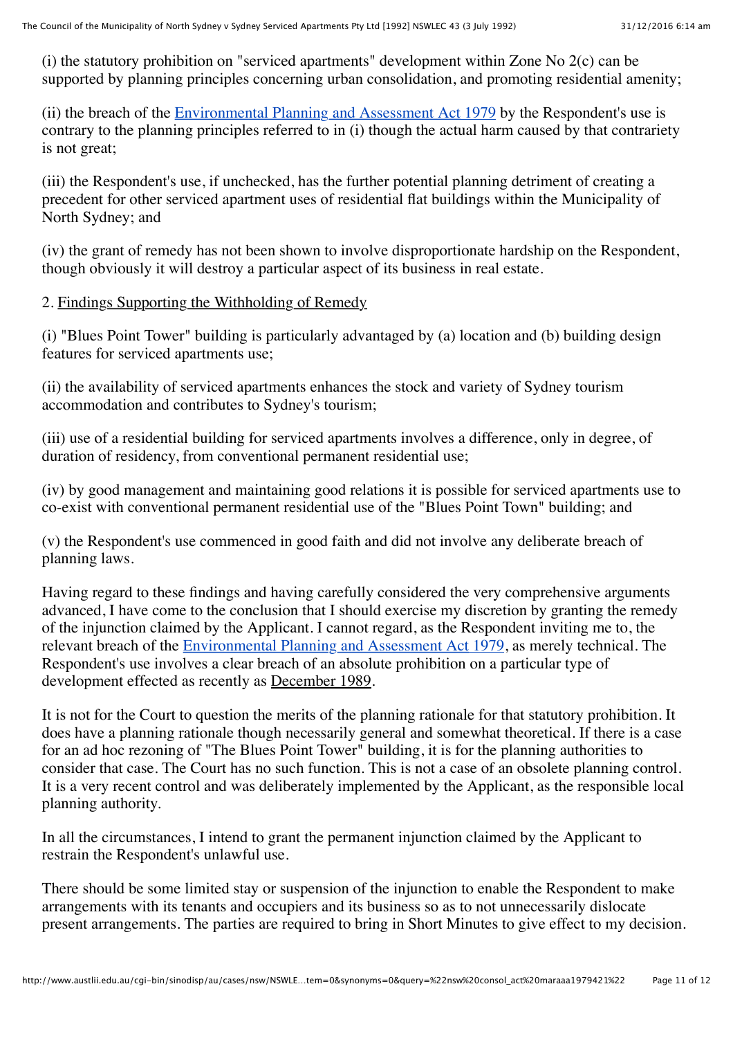(i) the statutory prohibition on "serviced apartments" development within Zone No 2(c) can be supported by planning principles concerning urban consolidation, and promoting residential amenity;

(ii) the breach of the Environmental Planning and Assessment Act 1979 by the Respondent's use is contrary to the planning principles referred to in (i) though the actual harm caused by that contrariety is not great;

(iii) the Respondent's use, if unchecked, has the further potential planning detriment of creating a precedent for other serviced apartment uses of residential flat buildings within the Municipality of North Sydney; and

(iv) the grant of remedy has not been shown to involve disproportionate hardship on the Respondent, though obviously it will destroy a particular aspect of its business in real estate.

2. Findings Supporting the Withholding of Remedy

(i) "Blues Point Tower" building is particularly advantaged by (a) location and (b) building design features for serviced apartments use;

(ii) the availability of serviced apartments enhances the stock and variety of Sydney tourism accommodation and contributes to Sydney's tourism;

(iii) use of a residential building for serviced apartments involves a difference, only in degree, of duration of residency, from conventional permanent residential use;

(iv) by good management and maintaining good relations it is possible for serviced apartments use to co-exist with conventional permanent residential use of the "Blues Point Town" building; and

(v) the Respondent's use commenced in good faith and did not involve any deliberate breach of planning laws.

Having regard to these findings and having carefully considered the very comprehensive arguments advanced, I have come to the conclusion that I should exercise my discretion by granting the remedy of the injunction claimed by the Applicant. I cannot regard, as the Respondent inviting me to, the relevant breach of the Environmental Planning and Assessment Act 1979, as merely technical. The Respondent's use involves a clear breach of an absolute prohibition on a particular type of development effected as recently as December 1989.

It is not for the Court to question the merits of the planning rationale for that statutory prohibition. It does have a planning rationale though necessarily general and somewhat theoretical. If there is a case for an ad hoc rezoning of "The Blues Point Tower" building, it is for the planning authorities to consider that case. The Court has no such function. This is not a case of an obsolete planning control. It is a very recent control and was deliberately implemented by the Applicant, as the responsible local planning authority.

In all the circumstances, I intend to grant the permanent injunction claimed by the Applicant to restrain the Respondent's unlawful use.

There should be some limited stay or suspension of the injunction to enable the Respondent to make arrangements with its tenants and occupiers and its business so as to not unnecessarily dislocate present arrangements. The parties are required to bring in Short Minutes to give effect to my decision.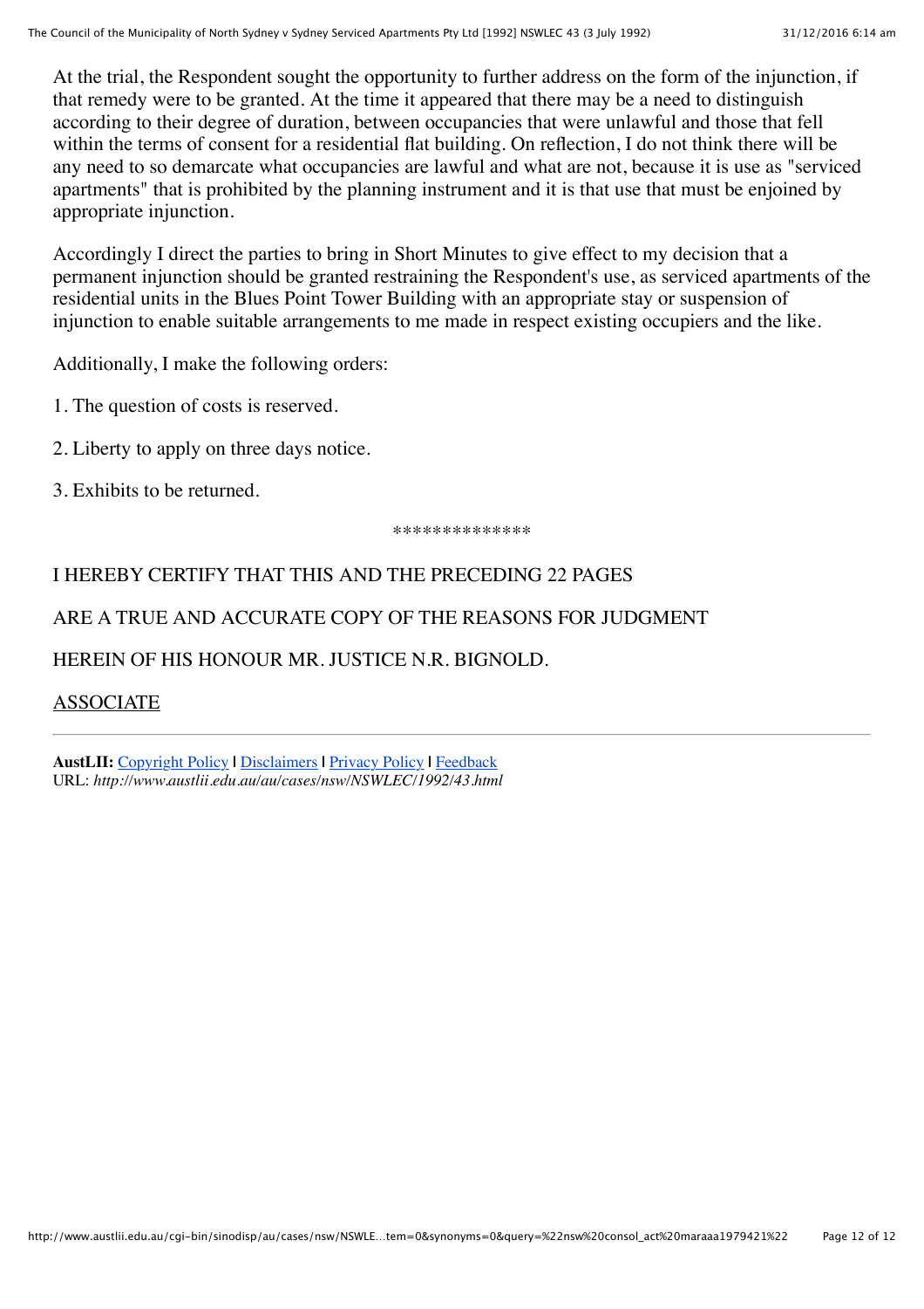At the trial, the Respondent sought the opportunity to further address on the form of the injunction, if that remedy were to be granted. At the time it appeared that there may be a need to distinguish according to their degree of duration, between occupancies that were unlawful and those that fell within the terms of consent for a residential flat building. On reflection, I do not think there will be any need to so demarcate what occupancies are lawful and what are not, because it is use as "serviced apartments" that is prohibited by the planning instrument and it is that use that must be enjoined by appropriate injunction.

Accordingly I direct the parties to bring in Short Minutes to give effect to my decision that a permanent injunction should be granted restraining the Respondent's use, as serviced apartments of the residential units in the Blues Point Tower Building with an appropriate stay or suspension of injunction to enable suitable arrangements to me made in respect existing occupiers and the like.

Additionally, I make the following orders:

1. The question of costs is reserved.

2. Liberty to apply on three days notice.

3. Exhibits to be returned.

**************

I HEREBY CERTIFY THAT THIS AND THE PRECEDING 22 PAGES

ARE A TRUE AND ACCURATE COPY OF THE REASONS FOR JUDGMENT

HEREIN OF HIS HONOUR MR. JUSTICE N.R. BIGNOLD.

ASSOCIATE

---

**AustLII:** Copyright Policy | Disclaimers | Privacy Policy | Feedback
URL: *http://www.austlii.edu.au/au/cases/nsw/NSWLEC/1992/43.html*